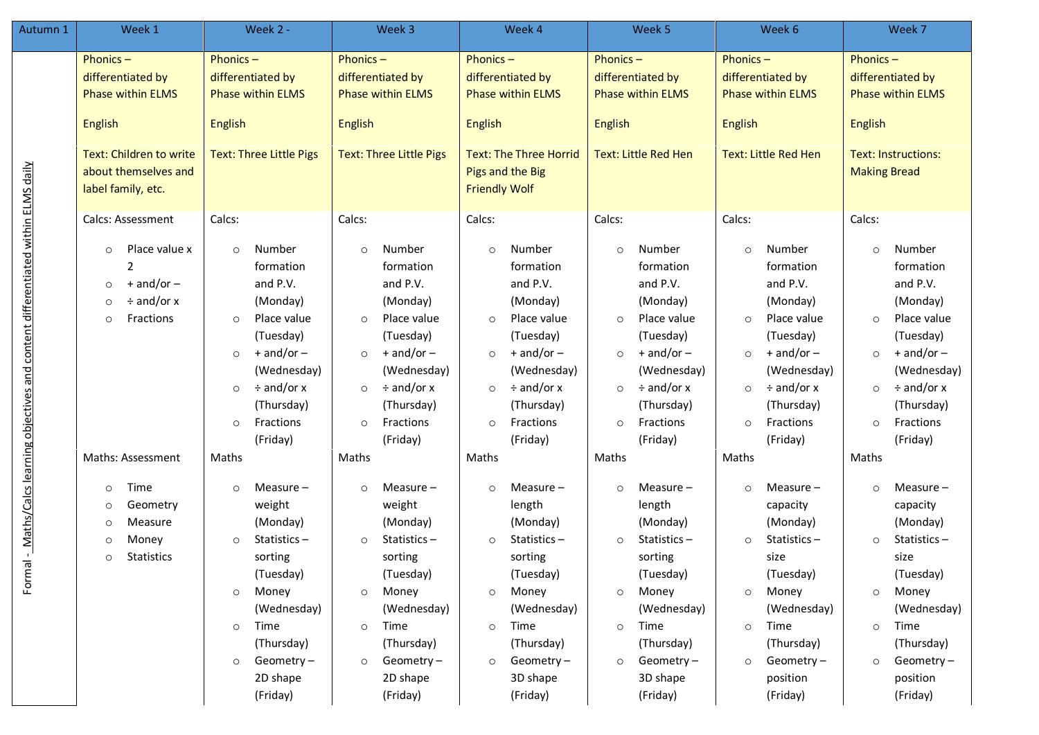| Autumn 1 | Week 1 | Week 2 - | Week 3 | Week 4 | Week 5 | Week 6 | Week 7 |
|---|---|---|---|---|---|---|---|
| Formal - Maths/Calcs learning objectives and content differentiated within ELMS daily | Phonics – differentiated by Phase within ELMS<br><br>English<br><br>Text: Children to write about themselves and label family, etc. | Phonics – differentiated by Phase within ELMS<br><br>English<br><br>Text: Three Little Pigs | Phonics – differentiated by Phase within ELMS<br><br>English<br><br>Text: Three Little Pigs | Phonics – differentiated by Phase within ELMS<br><br>English<br><br>Text: The Three Horrid Pigs and the Big Friendly Wolf | Phonics – differentiated by Phase within ELMS<br><br>English<br><br>Text: Little Red Hen | Phonics – differentiated by Phase within ELMS<br><br>English<br><br>Text: Little Red Hen | Phonics – differentiated by Phase within ELMS<br><br>English<br><br>Text: Instructions: Making Bread |
| | Calcs: Assessment<br>○ Place value x 2<br>○ + and/or –<br>○ ÷ and/or x<br>○ Fractions | Calcs:<br>○ Number formation and P.V. (Monday)<br>○ Place value (Tuesday)<br>○ + and/or – (Wednesday)<br>○ ÷ and/or x (Thursday)<br>○ Fractions (Friday) | Calcs:<br>○ Number formation and P.V. (Monday)<br>○ Place value (Tuesday)<br>○ + and/or – (Wednesday)<br>○ ÷ and/or x (Thursday)<br>○ Fractions (Friday) | Calcs:<br>○ Number formation and P.V. (Monday)<br>○ Place value (Tuesday)<br>○ + and/or – (Wednesday)<br>○ ÷ and/or x (Thursday)<br>○ Fractions (Friday) | Calcs:<br>○ Number formation and P.V. (Monday)<br>○ Place value (Tuesday)<br>○ + and/or – (Wednesday)<br>○ ÷ and/or x (Thursday)<br>○ Fractions (Friday) | Calcs:<br>○ Number formation and P.V. (Monday)<br>○ Place value (Tuesday)<br>○ + and/or – (Wednesday)<br>○ ÷ and/or x (Thursday)<br>○ Fractions (Friday) | Calcs:<br>○ Number formation and P.V. (Monday)<br>○ Place value (Tuesday)<br>○ + and/or – (Wednesday)<br>○ ÷ and/or x (Thursday)<br>○ Fractions (Friday) |
| | Maths: Assessment<br>○ Time<br>○ Geometry<br>○ Measure<br>○ Money<br>○ Statistics | Maths<br>○ Measure – weight (Monday)<br>○ Statistics – sorting (Tuesday)<br>○ Money (Wednesday)<br>○ Time (Thursday)<br>○ Geometry – 2D shape (Friday) | Maths<br>○ Measure – weight (Monday)<br>○ Statistics – sorting (Tuesday)<br>○ Money (Wednesday)<br>○ Time (Thursday)<br>○ Geometry – 2D shape (Friday) | Maths<br>○ Measure – length (Monday)<br>○ Statistics – sorting (Tuesday)<br>○ Money (Wednesday)<br>○ Time (Thursday)<br>○ Geometry – 3D shape (Friday) | Maths<br>○ Measure – length (Monday)<br>○ Statistics – sorting (Tuesday)<br>○ Money (Wednesday)<br>○ Time (Thursday)<br>○ Geometry – 3D shape (Friday) | Maths<br>○ Measure – capacity (Monday)<br>○ Statistics – size (Tuesday)<br>○ Money (Wednesday)<br>○ Time (Thursday)<br>○ Geometry – position (Friday) | Maths<br>○ Measure – capacity (Monday)<br>○ Statistics – size (Tuesday)<br>○ Money (Wednesday)<br>○ Time (Thursday)<br>○ Geometry – position (Friday) |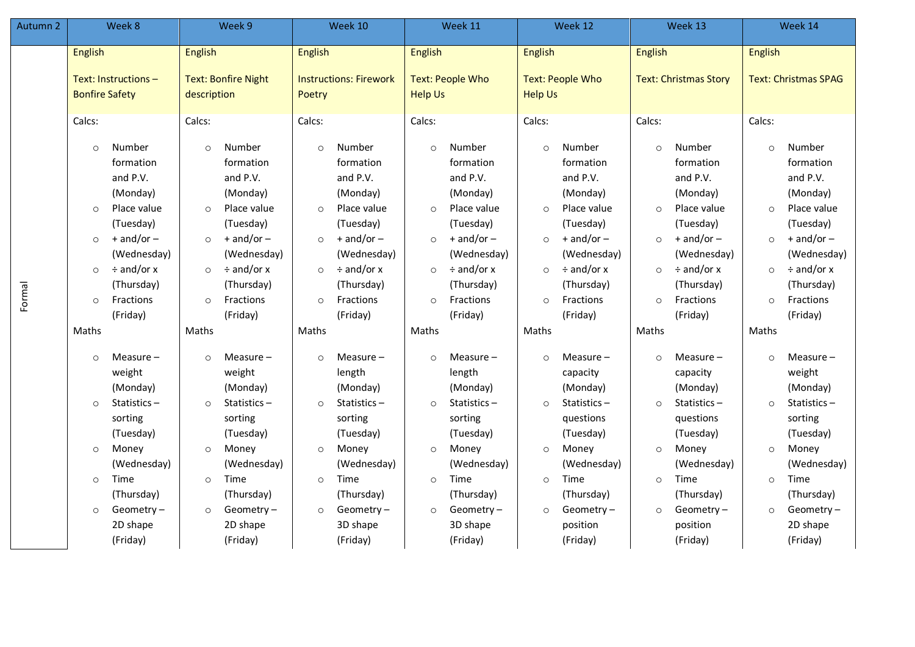| Autumn 2 | Week 8 | Week 9 | Week 10 | Week 11 | Week 12 | Week 13 | Week 14 |
|---|---|---|---|---|---|---|---|
| Formal | English<br><br>Text: Instructions – Bonfire Safety<br><br>Calcs:<br>○ Number formation and P.V. (Monday)<br>○ Place value (Tuesday)<br>○ + and/or – (Wednesday)<br>○ ÷ and/or x (Thursday)<br>○ Fractions (Friday)<br><br>Maths<br>○ Measure – weight (Monday)<br>○ Statistics – sorting (Tuesday)<br>○ Money (Wednesday)<br>○ Time (Thursday)<br>○ Geometry – 2D shape (Friday) | English<br><br>Text: Bonfire Night description<br><br>Calcs:<br>○ Number formation and P.V. (Monday)<br>○ Place value (Tuesday)<br>○ + and/or – (Wednesday)<br>○ ÷ and/or x (Thursday)<br>○ Fractions (Friday)<br><br>Maths<br>○ Measure – weight (Monday)<br>○ Statistics – sorting (Tuesday)<br>○ Money (Wednesday)<br>○ Time (Thursday)<br>○ Geometry – 2D shape (Friday) | English<br><br>Instructions: Firework Poetry<br><br>Calcs:<br>○ Number formation and P.V. (Monday)<br>○ Place value (Tuesday)<br>○ + and/or – (Wednesday)<br>○ ÷ and/or x (Thursday)<br>○ Fractions (Friday)<br><br>Maths<br>○ Measure – length (Monday)<br>○ Statistics – sorting (Tuesday)<br>○ Money (Wednesday)<br>○ Time (Thursday)<br>○ Geometry – 3D shape (Friday) | English<br><br>Text: People Who Help Us<br><br>Calcs:<br>○ Number formation and P.V. (Monday)<br>○ Place value (Tuesday)<br>○ + and/or – (Wednesday)<br>○ ÷ and/or x (Thursday)<br>○ Fractions (Friday)<br><br>Maths<br>○ Measure – length (Monday)<br>○ Statistics – sorting (Tuesday)<br>○ Money (Wednesday)<br>○ Time (Thursday)<br>○ Geometry – 3D shape (Friday) | English<br><br>Text: People Who Help Us<br><br>Calcs:<br>○ Number formation and P.V. (Monday)<br>○ Place value (Tuesday)<br>○ + and/or – (Wednesday)<br>○ ÷ and/or x (Thursday)<br>○ Fractions (Friday)<br><br>Maths<br>○ Measure – capacity (Monday)<br>○ Statistics – questions (Tuesday)<br>○ Money (Wednesday)<br>○ Time (Thursday)<br>○ Geometry – position (Friday) | English<br><br>Text: Christmas Story<br><br>Calcs:<br>○ Number formation and P.V. (Monday)<br>○ Place value (Tuesday)<br>○ + and/or – (Wednesday)<br>○ ÷ and/or x (Thursday)<br>○ Fractions (Friday)<br><br>Maths<br>○ Measure – capacity (Monday)<br>○ Statistics – questions (Tuesday)<br>○ Money (Wednesday)<br>○ Time (Thursday)<br>○ Geometry – position (Friday) | English<br><br>Text: Christmas SPAG<br><br>Calcs:<br>○ Number formation and P.V. (Monday)<br>○ Place value (Tuesday)<br>○ + and/or – (Wednesday)<br>○ ÷ and/or x (Thursday)<br>○ Fractions (Friday)<br><br>Maths<br>○ Measure – weight (Monday)<br>○ Statistics – sorting (Tuesday)<br>○ Money (Wednesday)<br>○ Time (Thursday)<br>○ Geometry – 2D shape (Friday) |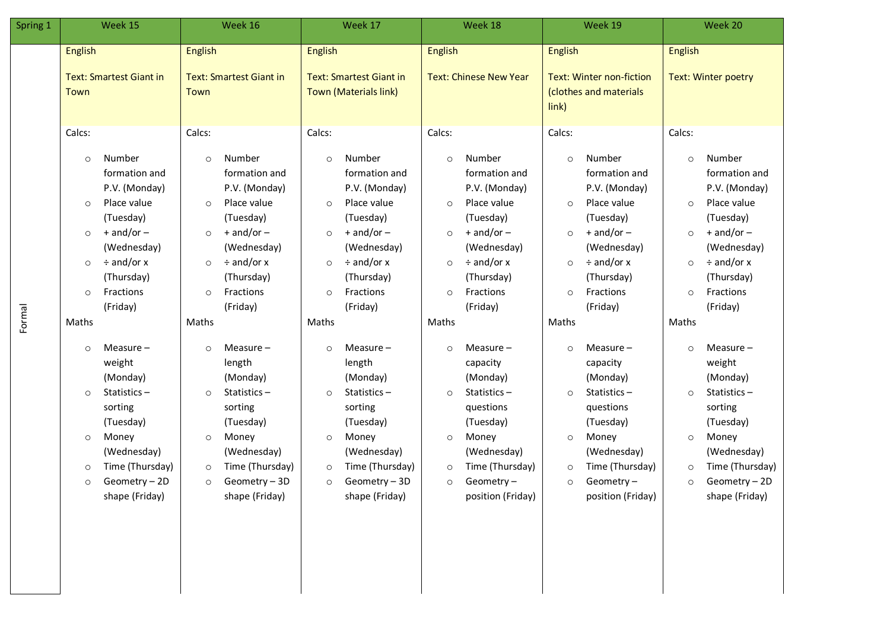| Spring 1 | Week 15 | Week 16 | Week 17 | Week 18 | Week 19 | Week 20 |
|---|---|---|---|---|---|---|
| Formal | English<br><br>Text: Smartest Giant in Town<br><br>Calcs:<br>○ Number formation and P.V. (Monday)<br>○ Place value (Tuesday)<br>○ + and/or – (Wednesday)<br>○ ÷ and/or x (Thursday)<br>○ Fractions (Friday)<br><br>Maths<br>○ Measure – weight (Monday)<br>○ Statistics – sorting (Tuesday)<br>○ Money (Wednesday)<br>○ Time (Thursday)<br>○ Geometry – 2D shape (Friday) | English<br><br>Text: Smartest Giant in Town<br><br>Calcs:<br>○ Number formation and P.V. (Monday)<br>○ Place value (Tuesday)<br>○ + and/or – (Wednesday)<br>○ ÷ and/or x (Thursday)<br>○ Fractions (Friday)<br><br>Maths<br>○ Measure – length (Monday)<br>○ Statistics – sorting (Tuesday)<br>○ Money (Wednesday)<br>○ Time (Thursday)<br>○ Geometry – 3D shape (Friday) | English<br><br>Text: Smartest Giant in Town (Materials link)<br><br>Calcs:<br>○ Number formation and P.V. (Monday)<br>○ Place value (Tuesday)<br>○ + and/or – (Wednesday)<br>○ ÷ and/or x (Thursday)<br>○ Fractions (Friday)<br><br>Maths<br>○ Measure – length (Monday)<br>○ Statistics – sorting (Tuesday)<br>○ Money (Wednesday)<br>○ Time (Thursday)<br>○ Geometry – 3D shape (Friday) | English<br><br>Text: Chinese New Year<br><br>Calcs:<br>○ Number formation and P.V. (Monday)<br>○ Place value (Tuesday)<br>○ + and/or – (Wednesday)<br>○ ÷ and/or x (Thursday)<br>○ Fractions (Friday)<br><br>Maths<br>○ Measure – capacity (Monday)<br>○ Statistics – questions (Tuesday)<br>○ Money (Wednesday)<br>○ Time (Thursday)<br>○ Geometry – position (Friday) | English<br><br>Text: Winter non-fiction (clothes and materials link)<br><br>Calcs:<br>○ Number formation and P.V. (Monday)<br>○ Place value (Tuesday)<br>○ + and/or – (Wednesday)<br>○ ÷ and/or x (Thursday)<br>○ Fractions (Friday)<br><br>Maths<br>○ Measure – capacity (Monday)<br>○ Statistics – questions (Tuesday)<br>○ Money (Wednesday)<br>○ Time (Thursday)<br>○ Geometry – position (Friday) | English<br><br>Text: Winter poetry<br><br>Calcs:<br>○ Number formation and P.V. (Monday)<br>○ Place value (Tuesday)<br>○ + and/or – (Wednesday)<br>○ ÷ and/or x (Thursday)<br>○ Fractions (Friday)<br><br>Maths<br>○ Measure – weight (Monday)<br>○ Statistics – sorting (Tuesday)<br>○ Money (Wednesday)<br>○ Time (Thursday)<br>○ Geometry – 2D shape (Friday) |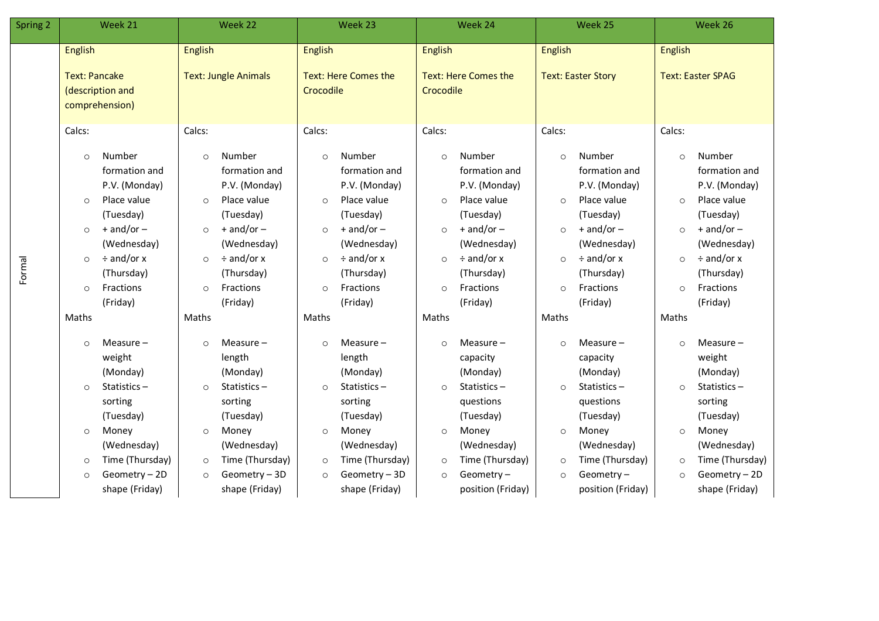| Spring 2 | Week 21 | Week 22 | Week 23 | Week 24 | Week 25 | Week 26 |
|---|---|---|---|---|---|---|
| Formal | English<br><br>Text: Pancake (description and comprehension) | English<br><br>Text: Jungle Animals | English<br><br>Text: Here Comes the Crocodile | English<br><br>Text: Here Comes the Crocodile | English<br><br>Text: Easter Story | English<br><br>Text: Easter SPAG |
| | Calcs:<br>○ Number formation and P.V. (Monday)<br>○ Place value (Tuesday)<br>○ + and/or – (Wednesday)<br>○ ÷ and/or x (Thursday)<br>○ Fractions (Friday)<br>Maths<br>○ Measure – weight (Monday)<br>○ Statistics – sorting (Tuesday)<br>○ Money (Wednesday)<br>○ Time (Thursday)<br>○ Geometry – 2D shape (Friday) | Calcs:<br>○ Number formation and P.V. (Monday)<br>○ Place value (Tuesday)<br>○ + and/or – (Wednesday)<br>○ ÷ and/or x (Thursday)<br>○ Fractions (Friday)<br>Maths<br>○ Measure – length (Monday)<br>○ Statistics – sorting (Tuesday)<br>○ Money (Wednesday)<br>○ Time (Thursday)<br>○ Geometry – 3D shape (Friday) | Calcs:<br>○ Number formation and P.V. (Monday)<br>○ Place value (Tuesday)<br>○ + and/or – (Wednesday)<br>○ ÷ and/or x (Thursday)<br>○ Fractions (Friday)<br>Maths<br>○ Measure – length (Monday)<br>○ Statistics – sorting (Tuesday)<br>○ Money (Wednesday)<br>○ Time (Thursday)<br>○ Geometry – 3D shape (Friday) | Calcs:<br>○ Number formation and P.V. (Monday)<br>○ Place value (Tuesday)<br>○ + and/or – (Wednesday)<br>○ ÷ and/or x (Thursday)<br>○ Fractions (Friday)<br>Maths<br>○ Measure – capacity (Monday)<br>○ Statistics – questions (Tuesday)<br>○ Money (Wednesday)<br>○ Time (Thursday)<br>○ Geometry – position (Friday) | Calcs:<br>○ Number formation and P.V. (Monday)<br>○ Place value (Tuesday)<br>○ + and/or – (Wednesday)<br>○ ÷ and/or x (Thursday)<br>○ Fractions (Friday)<br>Maths<br>○ Measure – capacity (Monday)<br>○ Statistics – questions (Tuesday)<br>○ Money (Wednesday)<br>○ Time (Thursday)<br>○ Geometry – position (Friday) | Calcs:<br>○ Number formation and P.V. (Monday)<br>○ Place value (Tuesday)<br>○ + and/or – (Wednesday)<br>○ ÷ and/or x (Thursday)<br>○ Fractions (Friday)<br>Maths<br>○ Measure – weight (Monday)<br>○ Statistics – sorting (Tuesday)<br>○ Money (Wednesday)<br>○ Time (Thursday)<br>○ Geometry – 2D shape (Friday) |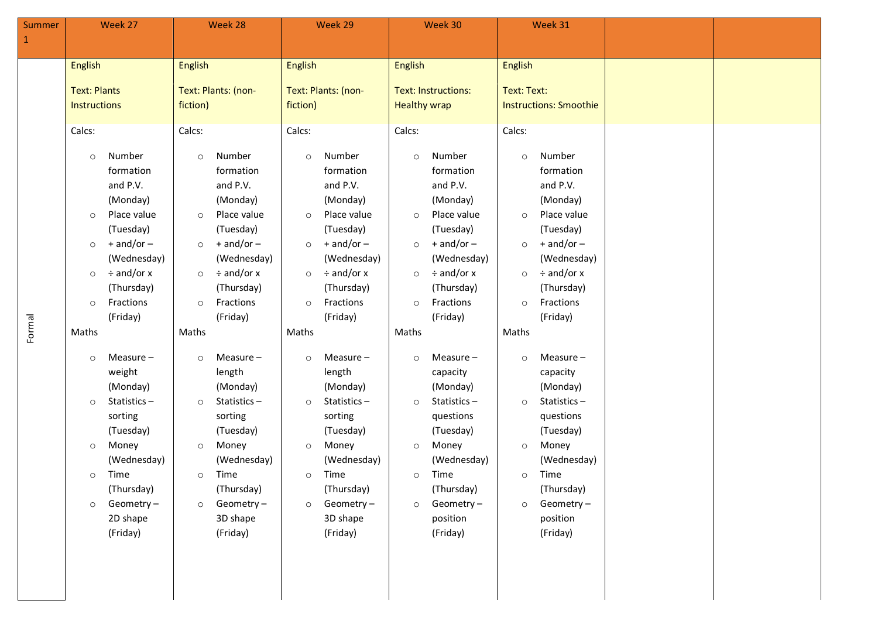| Summer 1 | Week 27 | Week 28 | Week 29 | Week 30 | Week 31 | | |
|---|---|---|---|---|---|---|---|
| Formal | English<br><br>Text: Plants Instructions | English<br><br>Text: Plants: (non-fiction) | English<br><br>Text: Plants: (non-fiction) | English<br><br>Text: Instructions: Healthy wrap | English<br><br>Text: Text: Instructions: Smoothie | | |
| | Calcs:<br>○ Number formation and P.V. (Monday)<br>○ Place value (Tuesday)<br>○ + and/or – (Wednesday)<br>○ ÷ and/or x (Thursday)<br>○ Fractions (Friday)<br>Maths<br>○ Measure – weight (Monday)<br>○ Statistics – sorting (Tuesday)<br>○ Money (Wednesday)<br>○ Time (Thursday)<br>○ Geometry – 2D shape (Friday) | Calcs:<br>○ Number formation and P.V. (Monday)<br>○ Place value (Tuesday)<br>○ + and/or – (Wednesday)<br>○ ÷ and/or x (Thursday)<br>○ Fractions (Friday)<br>Maths<br>○ Measure – length (Monday)<br>○ Statistics – sorting (Tuesday)<br>○ Money (Wednesday)<br>○ Time (Thursday)<br>○ Geometry – 3D shape (Friday) | Calcs:<br>○ Number formation and P.V. (Monday)<br>○ Place value (Tuesday)<br>○ + and/or – (Wednesday)<br>○ ÷ and/or x (Thursday)<br>○ Fractions (Friday)<br>Maths<br>○ Measure – length (Monday)<br>○ Statistics – sorting (Tuesday)<br>○ Money (Wednesday)<br>○ Time (Thursday)<br>○ Geometry – 3D shape (Friday) | Calcs:<br>○ Number formation and P.V. (Monday)<br>○ Place value (Tuesday)<br>○ + and/or – (Wednesday)<br>○ ÷ and/or x (Thursday)<br>○ Fractions (Friday)<br>Maths<br>○ Measure – capacity (Monday)<br>○ Statistics – questions (Tuesday)<br>○ Money (Wednesday)<br>○ Time (Thursday)<br>○ Geometry – position (Friday) | Calcs:<br>○ Number formation and P.V. (Monday)<br>○ Place value (Tuesday)<br>○ + and/or – (Wednesday)<br>○ ÷ and/or x (Thursday)<br>○ Fractions (Friday)<br>Maths<br>○ Measure – capacity (Monday)<br>○ Statistics – questions (Tuesday)<br>○ Money (Wednesday)<br>○ Time (Thursday)<br>○ Geometry – position (Friday) | | |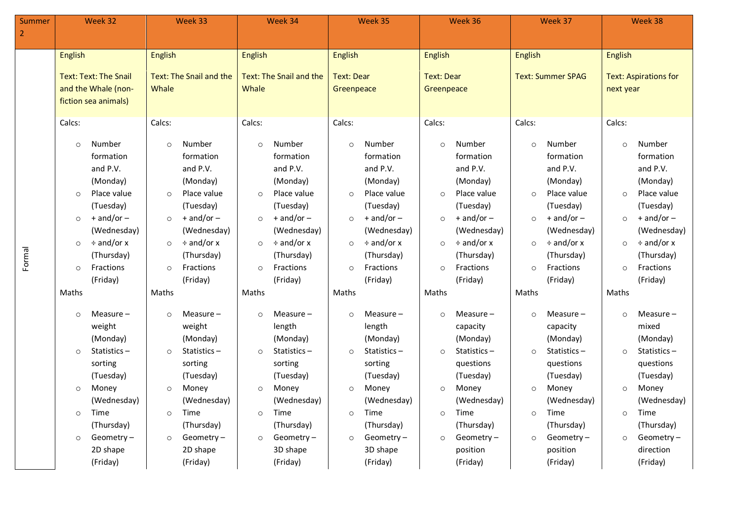| Summer 2 | Week 32 | Week 33 | Week 34 | Week 35 | Week 36 | Week 37 | Week 38 |
|---|---|---|---|---|---|---|---|
| Formal | English<br><br>Text: Text: The Snail and the Whale (non-fiction sea animals) | English<br><br>Text: The Snail and the Whale | English<br><br>Text: The Snail and the Whale | English<br><br>Text: Dear Greenpeace | English<br><br>Text: Dear Greenpeace | English<br><br>Text: Summer SPAG | English<br><br>Text: Aspirations for next year |
| | Calcs:<br>◦ Number formation and P.V. (Monday)<br>◦ Place value (Tuesday)<br>◦ + and/or – (Wednesday)<br>◦ ÷ and/or x (Thursday)<br>◦ Fractions (Friday)<br>Maths<br>◦ Measure – weight (Monday)<br>◦ Statistics – sorting (Tuesday)<br>◦ Money (Wednesday)<br>◦ Time (Thursday)<br>◦ Geometry – 2D shape (Friday) | Calcs:<br>◦ Number formation and P.V. (Monday)<br>◦ Place value (Tuesday)<br>◦ + and/or – (Wednesday)<br>◦ ÷ and/or x (Thursday)<br>◦ Fractions (Friday)<br>Maths<br>◦ Measure – weight (Monday)<br>◦ Statistics – sorting (Tuesday)<br>◦ Money (Wednesday)<br>◦ Time (Thursday)<br>◦ Geometry – 2D shape (Friday) | Calcs:<br>◦ Number formation and P.V. (Monday)<br>◦ Place value (Tuesday)<br>◦ + and/or – (Wednesday)<br>◦ ÷ and/or x (Thursday)<br>◦ Fractions (Friday)<br>Maths<br>◦ Measure – length (Monday)<br>◦ Statistics – sorting (Tuesday)<br>◦ Money (Wednesday)<br>◦ Time (Thursday)<br>◦ Geometry – 3D shape (Friday) | Calcs:<br>◦ Number formation and P.V. (Monday)<br>◦ Place value (Tuesday)<br>◦ + and/or – (Wednesday)<br>◦ ÷ and/or x (Thursday)<br>◦ Fractions (Friday)<br>Maths<br>◦ Measure – length (Monday)<br>◦ Statistics – sorting (Tuesday)<br>◦ Money (Wednesday)<br>◦ Time (Thursday)<br>◦ Geometry – 3D shape (Friday) | Calcs:<br>◦ Number formation and P.V. (Monday)<br>◦ Place value (Tuesday)<br>◦ + and/or – (Wednesday)<br>◦ ÷ and/or x (Thursday)<br>◦ Fractions (Friday)<br>Maths<br>◦ Measure – capacity (Monday)<br>◦ Statistics – questions (Tuesday)<br>◦ Money (Wednesday)<br>◦ Time (Thursday)<br>◦ Geometry – position (Friday) | Calcs:<br>◦ Number formation and P.V. (Monday)<br>◦ Place value (Tuesday)<br>◦ + and/or – (Wednesday)<br>◦ ÷ and/or x (Thursday)<br>◦ Fractions (Friday)<br>Maths<br>◦ Measure – capacity (Monday)<br>◦ Statistics – questions (Tuesday)<br>◦ Money (Wednesday)<br>◦ Time (Thursday)<br>◦ Geometry – position (Friday) | Calcs:<br>◦ Number formation and P.V. (Monday)<br>◦ Place value (Tuesday)<br>◦ + and/or – (Wednesday)<br>◦ ÷ and/or x (Thursday)<br>◦ Fractions (Friday)<br>Maths<br>◦ Measure – mixed (Monday)<br>◦ Statistics – questions (Tuesday)<br>◦ Money (Wednesday)<br>◦ Time (Thursday)<br>◦ Geometry – direction (Friday) |